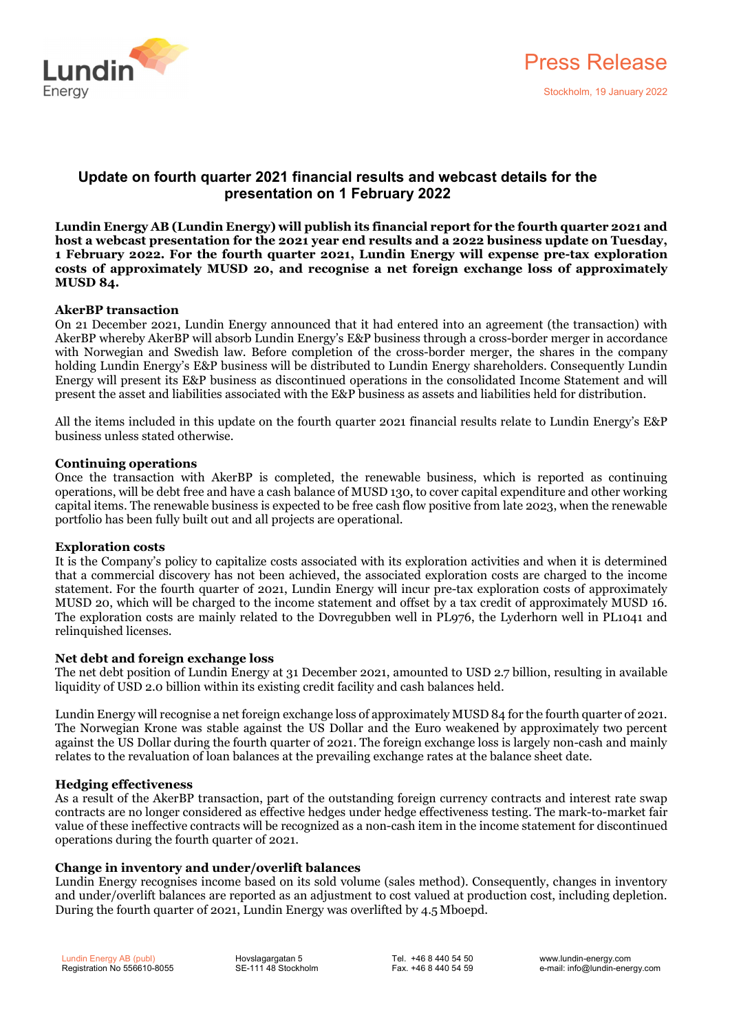Press Release

Stockholm, 19 January 2022

# Update on fourth quarter 2021 financial results and webcast details for the presentation on 1 February 2022

**Lundin Energy AB (Lundin Energy) will publish its financial report for the fourth quarter 2021 and host a webcast presentation for the 2021 year end results and a 2022 business update on Tuesday, 1 February 2022. For the fourth quarter 2021, Lundin Energy will expense pre-tax exploration costs of approximately MUSD 20, and recognise a net foreign exchange loss of approximately MUSD 84.**

**AkerBP transaction**

On 21 December 2021, Lundin Energy announced that it had entered into an agreement (the transaction) with AkerBP whereby AkerBP will absorb Lundin Energy's E&P business through a cross-border merger in accordance with Norwegian and Swedish law. Before completion of the cross-border merger, the shares in the company holding Lundin Energy's E&P business will be distributed to Lundin Energy shareholders. Consequently Lundin Energy will present its E&P business as discontinued operations in the consolidated Income Statement and will present the asset and liabilities associated with the E&P business as assets and liabilities held for distribution.

All the items included in this update on the fourth quarter 2021 financial results relate to Lundin Energy's E&P business unless stated otherwise.

**Continuing operations**

Once the transaction with AkerBP is completed, the renewable business, which is reported as continuing operations, will be debt free and have a cash balance of MUSD 130, to cover capital expenditure and other working capital items. The renewable business is expected to be free cash flow positive from late 2023, when the renewable portfolio has been fully built out and all projects are operational.

**Exploration costs**

It is the Company's policy to capitalize costs associated with its exploration activities and when it is determined that a commercial discovery has not been achieved, the associated exploration costs are charged to the income statement. For the fourth quarter of 2021, Lundin Energy will incur pre-tax exploration costs of approximately MUSD 20, which will be charged to the income statement and offset by a tax credit of approximately MUSD 16. The exploration costs are mainly related to the Dovregubben well in PL976, the Lyderhorn well in PL1041 and relinquished licenses.

**Net debt and foreign exchange loss**

The net debt position of Lundin Energy at 31 December 2021, amounted to USD 2.7 billion, resulting in available liquidity of USD 2.0 billion within its existing credit facility and cash balances held.

Lundin Energy will recognise a net foreign exchange loss of approximately MUSD 84 for the fourth quarter of 2021. The Norwegian Krone was stable against the US Dollar and the Euro weakened by approximately two percent against the US Dollar during the fourth quarter of 2021. The foreign exchange loss is largely non-cash and mainly relates to the revaluation of loan balances at the prevailing exchange rates at the balance sheet date.

**Hedging effectiveness**

As a result of the AkerBP transaction, part of the outstanding foreign currency contracts and interest rate swap contracts are no longer considered as effective hedges under hedge effectiveness testing. The mark-to-market fair value of these ineffective contracts will be recognized as a non-cash item in the income statement for discontinued operations during the fourth quarter of 2021.

**Change in inventory and under/overlift balances**

Lundin Energy recognises income based on its sold volume (sales method). Consequently, changes in inventory and under/overlift balances are reported as an adjustment to cost valued at production cost, including depletion. During the fourth quarter of 2021, Lundin Energy was overlifted by 4.5 Mboepd.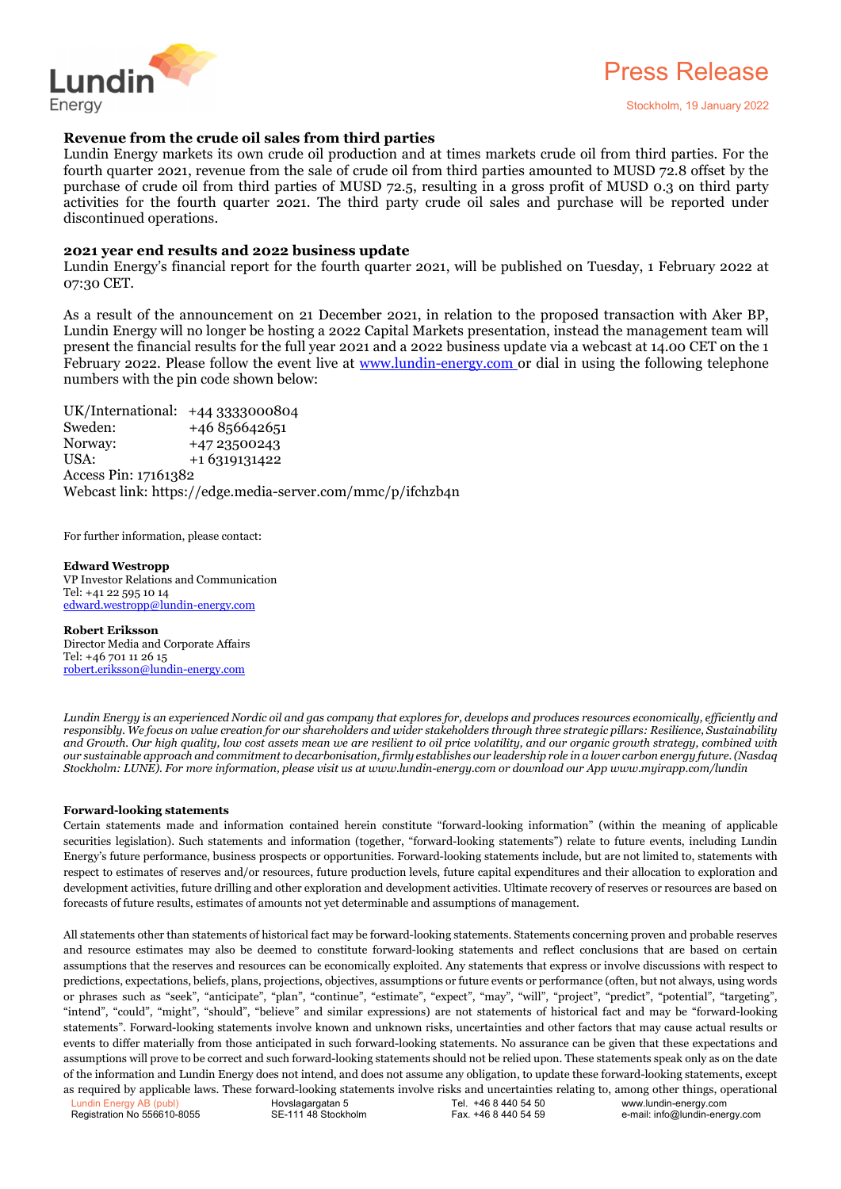**Revenue from the crude oil sales from third parties**

Lundin Energy markets its own crude oil production and at times markets crude oil from third parties. For the fourth quarter 2021, revenue from the sale of crude oil from third parties amounted to MUSD 72.8 offset by the purchase of crude oil from third parties of MUSD 72.5, resulting in a gross profit of MUSD 0.3 on third party activities for the fourth quarter 2021. The third party crude oil sales and purchase will be reported under discontinued operations.

**2021 year end results and 2022 business update**

Lundin Energy's financial report for the fourth quarter 2021, will be published on Tuesday, 1 February 2022 at 07:30 CET.

As a result of the announcement on 21 December 2021, in relation to the proposed transaction with Aker BP, Lundin Energy will no longer be hosting a 2022 Capital Markets presentation, instead the management team will present the financial results for the full year 2021 and a 2022 business update via a webcast at 14.00 CET on the 1 February 2022. Please follow the event live at www.lundin-energy.com or dial in using the following telephone numbers with the pin code shown below:

UK/International: +44 3333000804
Sweden: +46 856642651
Norway: +47 23500243
USA: +1 6319131422
Access Pin: 17161382
Webcast link: https://edge.media-server.com/mmc/p/ifchzb4n

For further information, please contact:

**Edward Westropp**
VP Investor Relations and Communication
Tel: +41 22 595 10 14
edward.westropp@lundin-energy.com

**Robert Eriksson**
Director Media and Corporate Affairs
Tel: +46 701 11 26 15
robert.eriksson@lundin-energy.com

*Lundin Energy is an experienced Nordic oil and gas company that explores for, develops and produces resources economically, efficiently and responsibly. We focus on value creation for our shareholders and wider stakeholders through three strategic pillars: Resilience, Sustainability and Growth. Our high quality, low cost assets mean we are resilient to oil price volatility, and our organic growth strategy, combined with our sustainable approach and commitment to decarbonisation, firmly establishes our leadership role in a lower carbon energy future. (Nasdaq Stockholm: LUNE). For more information, please visit us at www.lundin-energy.com or download our App www.myirapp.com/lundin*

**Forward-looking statements**

Certain statements made and information contained herein constitute "forward-looking information" (within the meaning of applicable securities legislation). Such statements and information (together, "forward-looking statements") relate to future events, including Lundin Energy's future performance, business prospects or opportunities. Forward-looking statements include, but are not limited to, statements with respect to estimates of reserves and/or resources, future production levels, future capital expenditures and their allocation to exploration and development activities, future drilling and other exploration and development activities. Ultimate recovery of reserves or resources are based on forecasts of future results, estimates of amounts not yet determinable and assumptions of management.

All statements other than statements of historical fact may be forward-looking statements. Statements concerning proven and probable reserves and resource estimates may also be deemed to constitute forward-looking statements and reflect conclusions that are based on certain assumptions that the reserves and resources can be economically exploited. Any statements that express or involve discussions with respect to predictions, expectations, beliefs, plans, projections, objectives, assumptions or future events or performance (often, but not always, using words or phrases such as "seek", "anticipate", "plan", "continue", "estimate", "expect", "may", "will", "project", "predict", "potential", "targeting", "intend", "could", "might", "should", "believe" and similar expressions) are not statements of historical fact and may be "forward-looking statements". Forward-looking statements involve known and unknown risks, uncertainties and other factors that may cause actual results or events to differ materially from those anticipated in such forward-looking statements. No assurance can be given that these expectations and assumptions will prove to be correct and such forward-looking statements should not be relied upon. These statements speak only as on the date of the information and Lundin Energy does not intend, and does not assume any obligation, to update these forward-looking statements, except as required by applicable laws. These forward-looking statements involve risks and uncertainties relating to, among other things, operational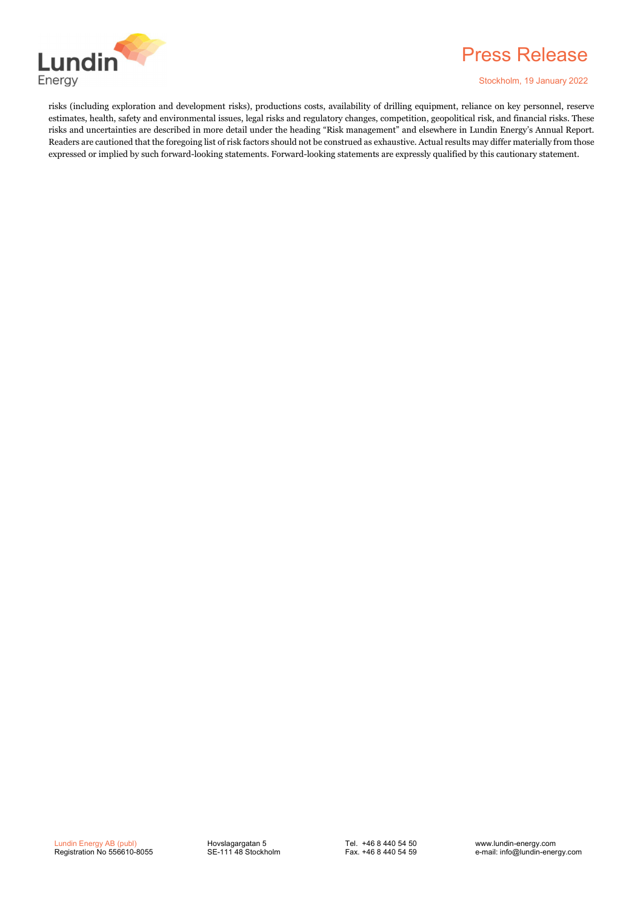risks (including exploration and development risks), productions costs, availability of drilling equipment, reliance on key personnel, reserve estimates, health, safety and environmental issues, legal risks and regulatory changes, competition, geopolitical risk, and financial risks. These risks and uncertainties are described in more detail under the heading "Risk management" and elsewhere in Lundin Energy's Annual Report. Readers are cautioned that the foregoing list of risk factors should not be construed as exhaustive. Actual results may differ materially from those expressed or implied by such forward-looking statements. Forward-looking statements are expressly qualified by this cautionary statement.